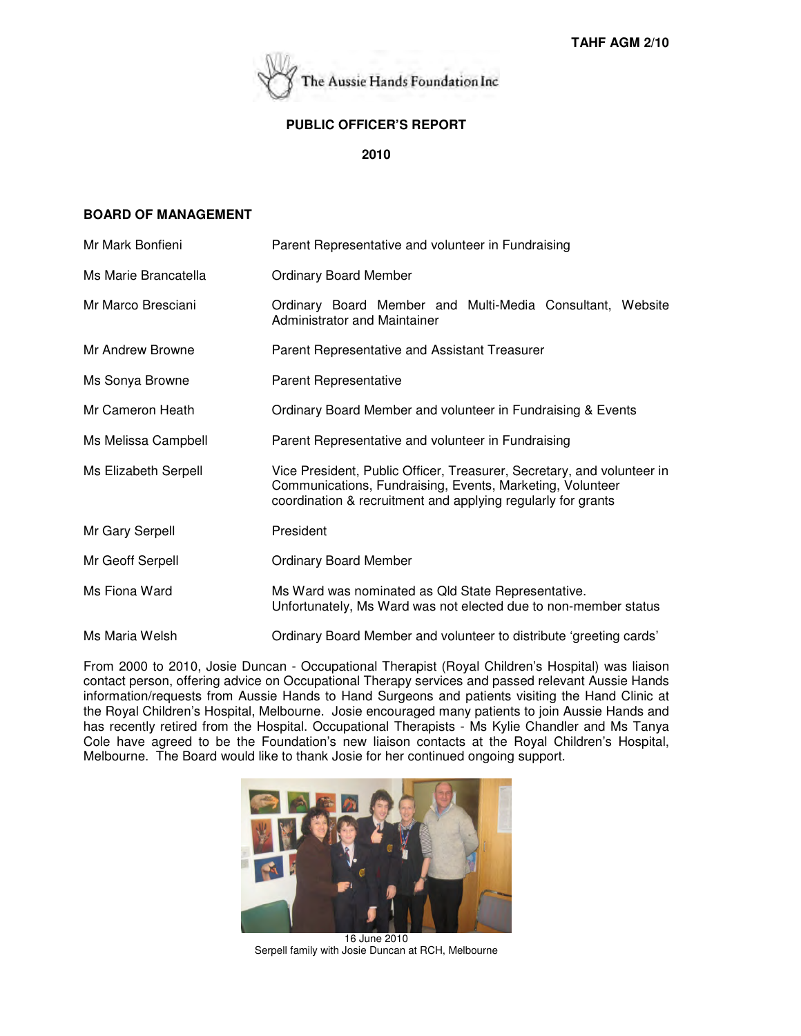TAHF AGM 2/10

The Aussie Hands Foundation Inc

# PUBLIC OFFICER'S REPORT

## 2010

### BOARD OF MANAGEMENT

| | |
|---|---|
| Mr Mark Bonfieni | Parent Representative and volunteer in Fundraising |
| Ms Marie Brancatella | Ordinary Board Member |
| Mr Marco Bresciani | Ordinary Board Member and Multi-Media Consultant, Website Administrator and Maintainer |
| Mr Andrew Browne | Parent Representative and Assistant Treasurer |
| Ms Sonya Browne | Parent Representative |
| Mr Cameron Heath | Ordinary Board Member and volunteer in Fundraising & Events |
| Ms Melissa Campbell | Parent Representative and volunteer in Fundraising |
| Ms Elizabeth Serpell | Vice President, Public Officer, Treasurer, Secretary, and volunteer in Communications, Fundraising, Events, Marketing, Volunteer coordination & recruitment and applying regularly for grants |
| Mr Gary Serpell | President |
| Mr Geoff Serpell | Ordinary Board Member |
| Ms Fiona Ward | Ms Ward was nominated as Qld State Representative. Unfortunately, Ms Ward was not elected due to non-member status |
| Ms Maria Welsh | Ordinary Board Member and volunteer to distribute 'greeting cards' |

From 2000 to 2010, Josie Duncan - Occupational Therapist (Royal Children's Hospital) was liaison contact person, offering advice on Occupational Therapy services and passed relevant Aussie Hands information/requests from Aussie Hands to Hand Surgeons and patients visiting the Hand Clinic at the Royal Children's Hospital, Melbourne. Josie encouraged many patients to join Aussie Hands and has recently retired from the Hospital. Occupational Therapists - Ms Kylie Chandler and Ms Tanya Cole have agreed to be the Foundation's new liaison contacts at the Royal Children's Hospital, Melbourne. The Board would like to thank Josie for her continued ongoing support.

16 June 2010
Serpell family with Josie Duncan at RCH, Melbourne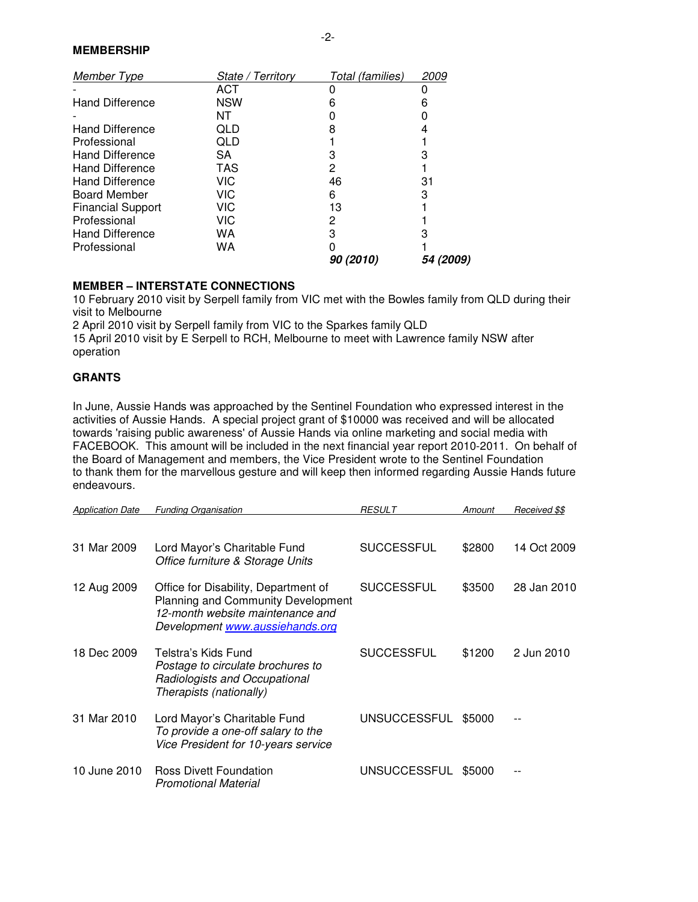## MEMBERSHIP

| *Member Type* | *State / Territory* | *Total (families)* | *2009* |
|---|---|---|---|
| - | ACT | 0 | 0 |
| Hand Difference | NSW | 6 | 6 |
| - | NT | 0 | 0 |
| Hand Difference | QLD | 8 | 4 |
| Professional | QLD | 1 | 1 |
| Hand Difference | SA | 3 | 3 |
| Hand Difference | TAS | 2 | 1 |
| Hand Difference | VIC | 46 | 31 |
| Board Member | VIC | 6 | 3 |
| Financial Support | VIC | 13 | 1 |
| Professional | VIC | 2 | 1 |
| Hand Difference | WA | 3 | 3 |
| Professional | WA | 0 | 1 |
| | | ***90 (2010)*** | ***54 (2009)*** |

## MEMBER – INTERSTATE CONNECTIONS

10 February 2010 visit by Serpell family from VIC met with the Bowles family from QLD during their visit to Melbourne

2 April 2010 visit by Serpell family from VIC to the Sparkes family QLD

15 April 2010 visit by E Serpell to RCH, Melbourne to meet with Lawrence family NSW after operation

## GRANTS

In June, Aussie Hands was approached by the Sentinel Foundation who expressed interest in the activities of Aussie Hands. A special project grant of $10000 was received and will be allocated towards 'raising public awareness' of Aussie Hands via online marketing and social media with FACEBOOK. This amount will be included in the next financial year report 2010-2011. On behalf of the Board of Management and members, the Vice President wrote to the Sentinel Foundation to thank them for the marvellous gesture and will keep then informed regarding Aussie Hands future endeavours.

| *Application Date* | *Funding Organisation* | *RESULT* | *Amount* | *Received $$* |
|---|---|---|---|---|
| 31 Mar 2009 | Lord Mayor's Charitable Fund *Office furniture & Storage Units* | SUCCESSFUL | $2800 | 14 Oct 2009 |
| 12 Aug 2009 | Office for Disability, Department of Planning and Community Development *12-month website maintenance and Development www.aussiehands.org* | SUCCESSFUL | $3500 | 28 Jan 2010 |
| 18 Dec 2009 | Telstra's Kids Fund *Postage to circulate brochures to Radiologists and Occupational Therapists (nationally)* | SUCCESSFUL | $1200 | 2 Jun 2010 |
| 31 Mar 2010 | Lord Mayor's Charitable Fund *To provide a one-off salary to the Vice President for 10-years service* | UNSUCCESSFUL | $5000 | -- |
| 10 June 2010 | Ross Divett Foundation *Promotional Material* | UNSUCCESSFUL | $5000 | -- |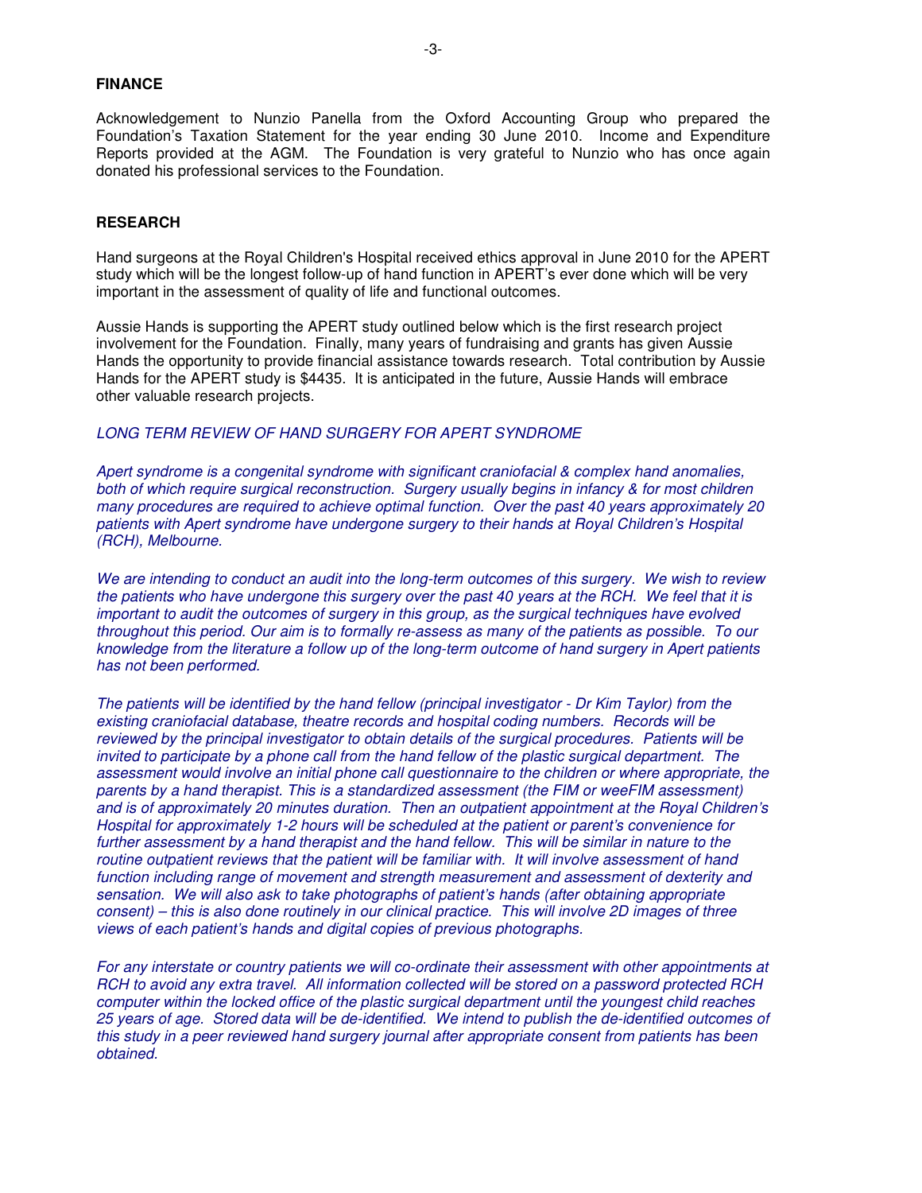## FINANCE

Acknowledgement to Nunzio Panella from the Oxford Accounting Group who prepared the Foundation's Taxation Statement for the year ending 30 June 2010. Income and Expenditure Reports provided at the AGM. The Foundation is very grateful to Nunzio who has once again donated his professional services to the Foundation.

## RESEARCH

Hand surgeons at the Royal Children's Hospital received ethics approval in June 2010 for the APERT study which will be the longest follow-up of hand function in APERT's ever done which will be very important in the assessment of quality of life and functional outcomes.

Aussie Hands is supporting the APERT study outlined below which is the first research project involvement for the Foundation. Finally, many years of fundraising and grants has given Aussie Hands the opportunity to provide financial assistance towards research. Total contribution by Aussie Hands for the APERT study is $4435. It is anticipated in the future, Aussie Hands will embrace other valuable research projects.

*LONG TERM REVIEW OF HAND SURGERY FOR APERT SYNDROME*

*Apert syndrome is a congenital syndrome with significant craniofacial & complex hand anomalies, both of which require surgical reconstruction. Surgery usually begins in infancy & for most children many procedures are required to achieve optimal function. Over the past 40 years approximately 20 patients with Apert syndrome have undergone surgery to their hands at Royal Children's Hospital (RCH), Melbourne.*

*We are intending to conduct an audit into the long-term outcomes of this surgery. We wish to review the patients who have undergone this surgery over the past 40 years at the RCH. We feel that it is important to audit the outcomes of surgery in this group, as the surgical techniques have evolved throughout this period. Our aim is to formally re-assess as many of the patients as possible. To our knowledge from the literature a follow up of the long-term outcome of hand surgery in Apert patients has not been performed.*

*The patients will be identified by the hand fellow (principal investigator - Dr Kim Taylor) from the existing craniofacial database, theatre records and hospital coding numbers. Records will be reviewed by the principal investigator to obtain details of the surgical procedures. Patients will be invited to participate by a phone call from the hand fellow of the plastic surgical department. The assessment would involve an initial phone call questionnaire to the children or where appropriate, the parents by a hand therapist. This is a standardized assessment (the FIM or weeFIM assessment) and is of approximately 20 minutes duration. Then an outpatient appointment at the Royal Children's Hospital for approximately 1-2 hours will be scheduled at the patient or parent's convenience for further assessment by a hand therapist and the hand fellow. This will be similar in nature to the routine outpatient reviews that the patient will be familiar with. It will involve assessment of hand function including range of movement and strength measurement and assessment of dexterity and sensation. We will also ask to take photographs of patient's hands (after obtaining appropriate consent) – this is also done routinely in our clinical practice. This will involve 2D images of three views of each patient's hands and digital copies of previous photographs.*

*For any interstate or country patients we will co-ordinate their assessment with other appointments at RCH to avoid any extra travel. All information collected will be stored on a password protected RCH computer within the locked office of the plastic surgical department until the youngest child reaches 25 years of age. Stored data will be de-identified. We intend to publish the de-identified outcomes of this study in a peer reviewed hand surgery journal after appropriate consent from patients has been obtained.*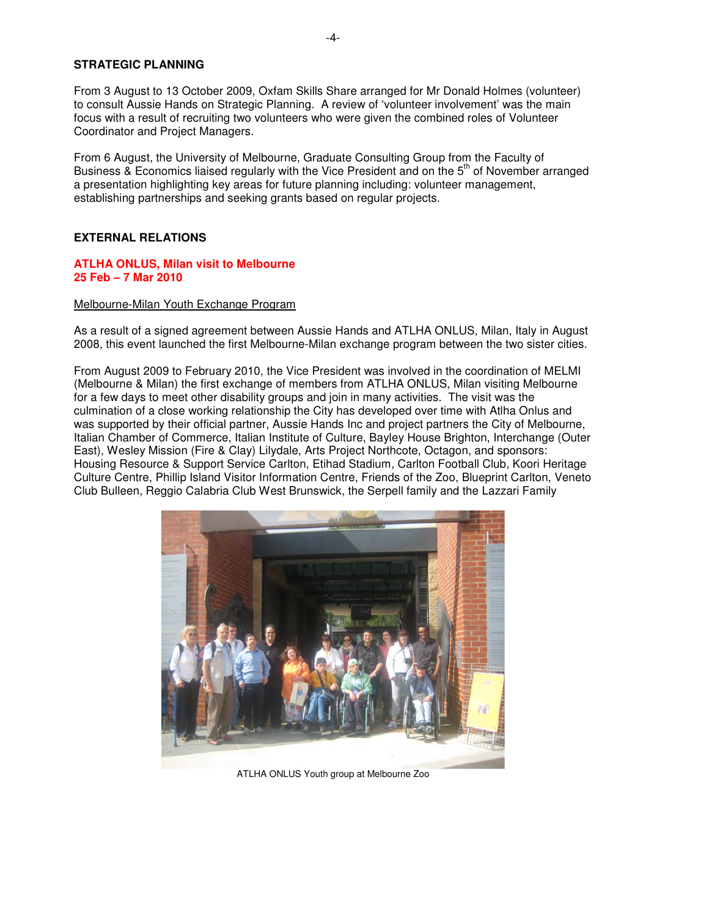## STRATEGIC PLANNING

From 3 August to 13 October 2009, Oxfam Skills Share arranged for Mr Donald Holmes (volunteer) to consult Aussie Hands on Strategic Planning. A review of 'volunteer involvement' was the main focus with a result of recruiting two volunteers who were given the combined roles of Volunteer Coordinator and Project Managers.

From 6 August, the University of Melbourne, Graduate Consulting Group from the Faculty of Business & Economics liaised regularly with the Vice President and on the 5th of November arranged a presentation highlighting key areas for future planning including: volunteer management, establishing partnerships and seeking grants based on regular projects.

## EXTERNAL RELATIONS

### ATLHA ONLUS, Milan visit to Melbourne 25 Feb – 7 Mar 2010

Melbourne-Milan Youth Exchange Program

As a result of a signed agreement between Aussie Hands and ATLHA ONLUS, Milan, Italy in August 2008, this event launched the first Melbourne-Milan exchange program between the two sister cities.

From August 2009 to February 2010, the Vice President was involved in the coordination of MELMI (Melbourne & Milan) the first exchange of members from ATLHA ONLUS, Milan visiting Melbourne for a few days to meet other disability groups and join in many activities. The visit was the culmination of a close working relationship the City has developed over time with Atlha Onlus and was supported by their official partner, Aussie Hands Inc and project partners the City of Melbourne, Italian Chamber of Commerce, Italian Institute of Culture, Bayley House Brighton, Interchange (Outer East), Wesley Mission (Fire & Clay) Lilydale, Arts Project Northcote, Octagon, and sponsors: Housing Resource & Support Service Carlton, Etihad Stadium, Carlton Football Club, Koori Heritage Culture Centre, Phillip Island Visitor Information Centre, Friends of the Zoo, Blueprint Carlton, Veneto Club Bulleen, Reggio Calabria Club West Brunswick, the Serpell family and the Lazzari Family

ATLHA ONLUS Youth group at Melbourne Zoo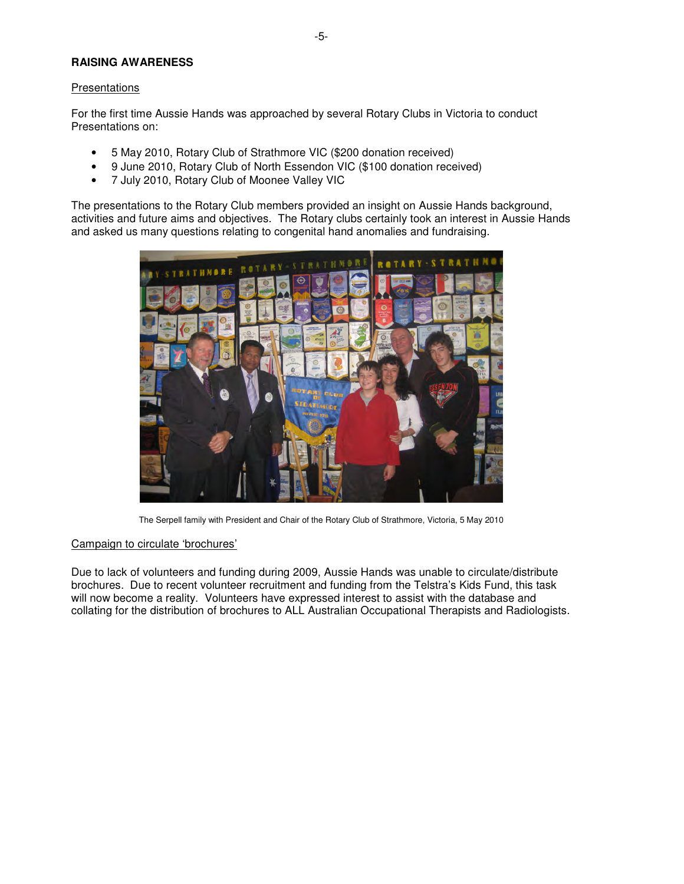## RAISING AWARENESS

### Presentations

For the first time Aussie Hands was approached by several Rotary Clubs in Victoria to conduct Presentations on:

- 5 May 2010, Rotary Club of Strathmore VIC ($200 donation received)
- 9 June 2010, Rotary Club of North Essendon VIC ($100 donation received)
- 7 July 2010, Rotary Club of Moonee Valley VIC

The presentations to the Rotary Club members provided an insight on Aussie Hands background, activities and future aims and objectives. The Rotary clubs certainly took an interest in Aussie Hands and asked us many questions relating to congenital hand anomalies and fundraising.

The Serpell family with President and Chair of the Rotary Club of Strathmore, Victoria, 5 May 2010

### Campaign to circulate 'brochures'

Due to lack of volunteers and funding during 2009, Aussie Hands was unable to circulate/distribute brochures. Due to recent volunteer recruitment and funding from the Telstra's Kids Fund, this task will now become a reality. Volunteers have expressed interest to assist with the database and collating for the distribution of brochures to ALL Australian Occupational Therapists and Radiologists.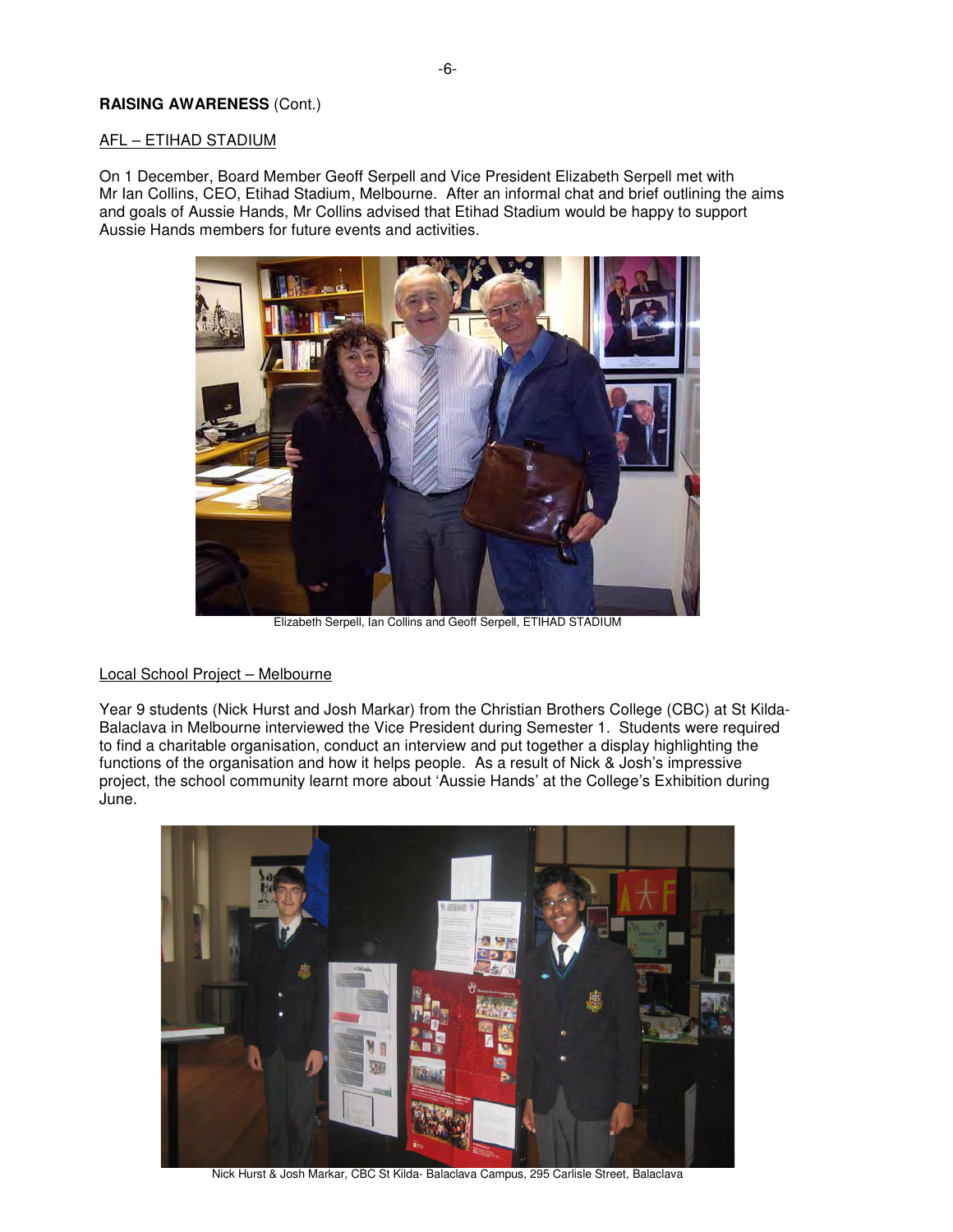**RAISING AWARENESS** (Cont.)

AFL – ETIHAD STADIUM

On 1 December, Board Member Geoff Serpell and Vice President Elizabeth Serpell met with Mr Ian Collins, CEO, Etihad Stadium, Melbourne. After an informal chat and brief outlining the aims and goals of Aussie Hands, Mr Collins advised that Etihad Stadium would be happy to support Aussie Hands members for future events and activities.

Elizabeth Serpell, Ian Collins and Geoff Serpell, ETIHAD STADIUM

Local School Project – Melbourne

Year 9 students (Nick Hurst and Josh Markar) from the Christian Brothers College (CBC) at St Kilda-Balaclava in Melbourne interviewed the Vice President during Semester 1. Students were required to find a charitable organisation, conduct an interview and put together a display highlighting the functions of the organisation and how it helps people. As a result of Nick & Josh's impressive project, the school community learnt more about 'Aussie Hands' at the College's Exhibition during June.

Nick Hurst & Josh Markar, CBC St Kilda- Balaclava Campus, 295 Carlisle Street, Balaclava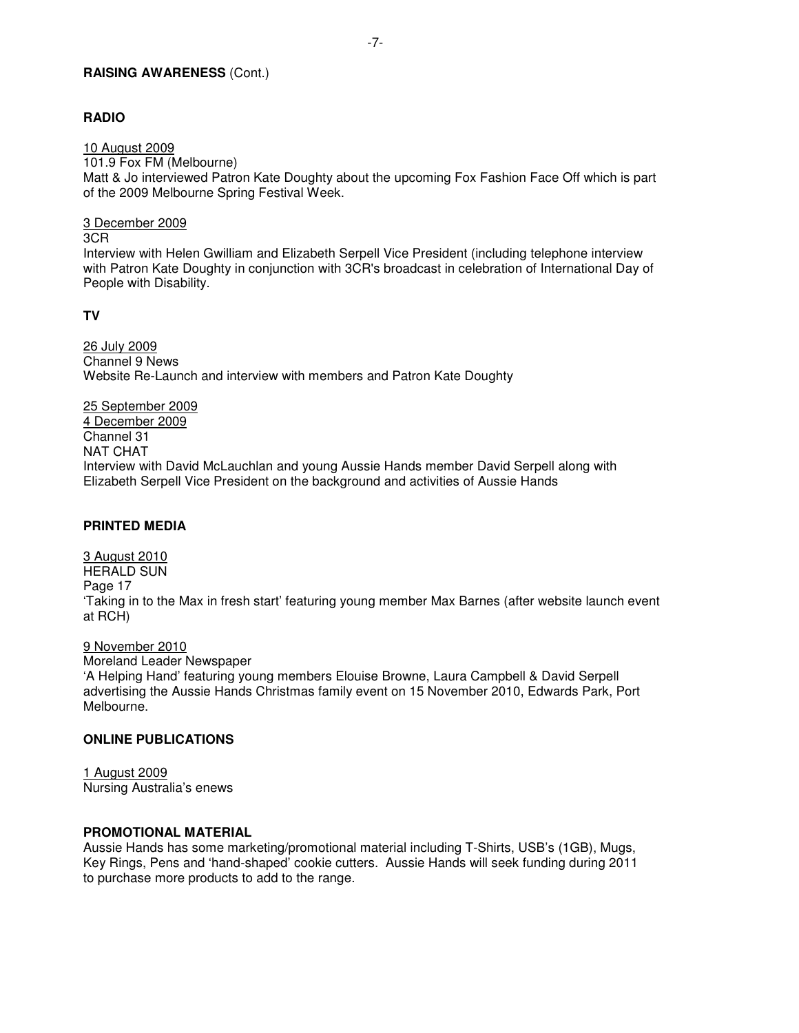**RAISING AWARENESS** (Cont.)

## RADIO

10 August 2009
101.9 Fox FM (Melbourne)
Matt & Jo interviewed Patron Kate Doughty about the upcoming Fox Fashion Face Off which is part of the 2009 Melbourne Spring Festival Week.

3 December 2009
3CR
Interview with Helen Gwilliam and Elizabeth Serpell Vice President (including telephone interview with Patron Kate Doughty in conjunction with 3CR's broadcast in celebration of International Day of People with Disability.

## TV

26 July 2009
Channel 9 News
Website Re-Launch and interview with members and Patron Kate Doughty

25 September 2009
4 December 2009
Channel 31
NAT CHAT
Interview with David McLauchlan and young Aussie Hands member David Serpell along with Elizabeth Serpell Vice President on the background and activities of Aussie Hands

## PRINTED MEDIA

3 August 2010
HERALD SUN
Page 17
'Taking in to the Max in fresh start' featuring young member Max Barnes (after website launch event at RCH)

9 November 2010
Moreland Leader Newspaper
'A Helping Hand' featuring young members Elouise Browne, Laura Campbell & David Serpell advertising the Aussie Hands Christmas family event on 15 November 2010, Edwards Park, Port Melbourne.

## ONLINE PUBLICATIONS

1 August 2009
Nursing Australia's enews

## PROMOTIONAL MATERIAL

Aussie Hands has some marketing/promotional material including T-Shirts, USB's (1GB), Mugs, Key Rings, Pens and 'hand-shaped' cookie cutters. Aussie Hands will seek funding during 2011 to purchase more products to add to the range.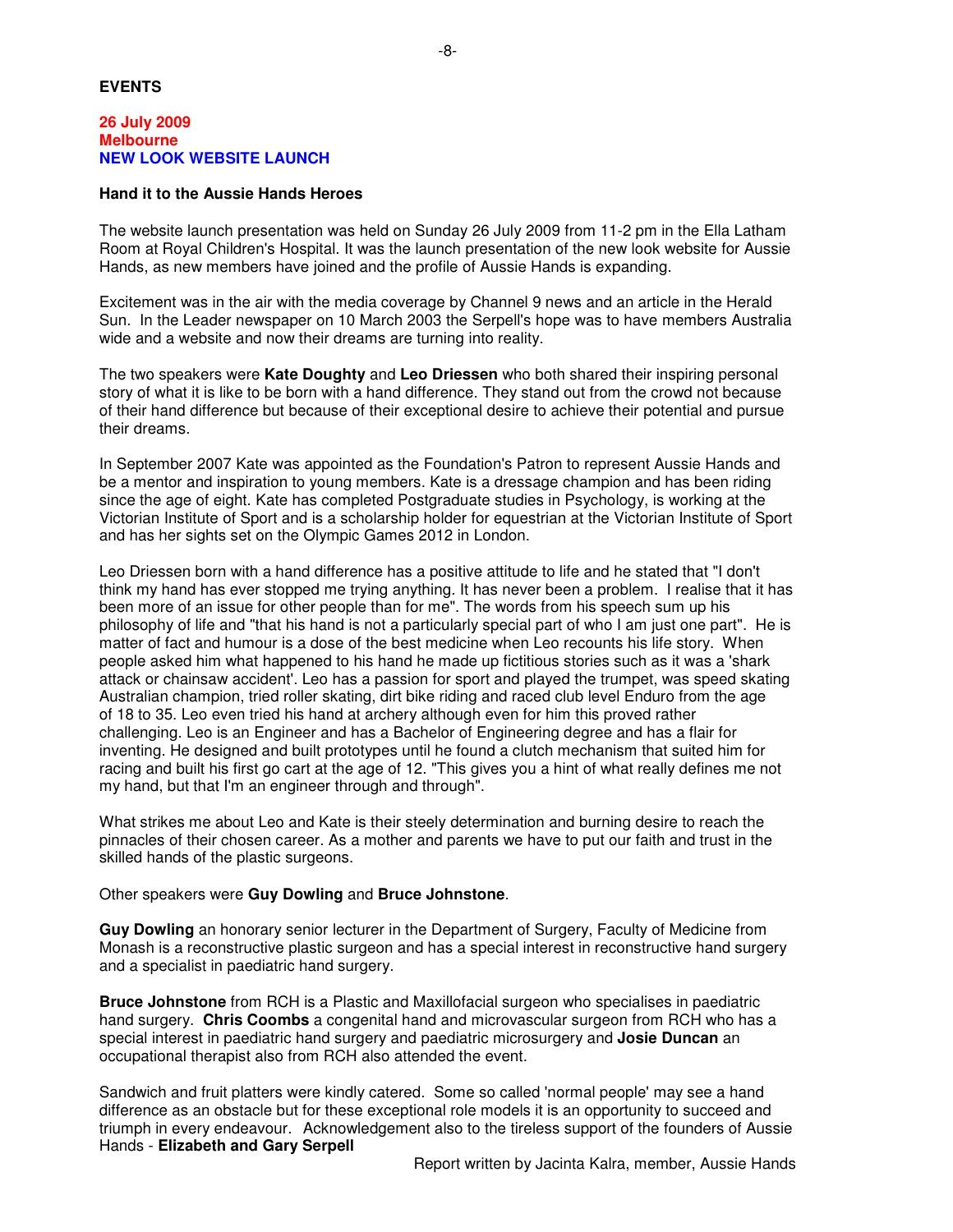## EVENTS

**26 July 2009**
**Melbourne**
**NEW LOOK WEBSITE LAUNCH**

### Hand it to the Aussie Hands Heroes

The website launch presentation was held on Sunday 26 July 2009 from 11-2 pm in the Ella Latham Room at Royal Children's Hospital. It was the launch presentation of the new look website for Aussie Hands, as new members have joined and the profile of Aussie Hands is expanding.

Excitement was in the air with the media coverage by Channel 9 news and an article in the Herald Sun. In the Leader newspaper on 10 March 2003 the Serpell's hope was to have members Australia wide and a website and now their dreams are turning into reality.

The two speakers were **Kate Doughty** and **Leo Driessen** who both shared their inspiring personal story of what it is like to be born with a hand difference. They stand out from the crowd not because of their hand difference but because of their exceptional desire to achieve their potential and pursue their dreams.

In September 2007 Kate was appointed as the Foundation's Patron to represent Aussie Hands and be a mentor and inspiration to young members. Kate is a dressage champion and has been riding since the age of eight. Kate has completed Postgraduate studies in Psychology, is working at the Victorian Institute of Sport and is a scholarship holder for equestrian at the Victorian Institute of Sport and has her sights set on the Olympic Games 2012 in London.

Leo Driessen born with a hand difference has a positive attitude to life and he stated that "I don't think my hand has ever stopped me trying anything. It has never been a problem. I realise that it has been more of an issue for other people than for me". The words from his speech sum up his philosophy of life and "that his hand is not a particularly special part of who I am just one part". He is matter of fact and humour is a dose of the best medicine when Leo recounts his life story. When people asked him what happened to his hand he made up fictitious stories such as it was a 'shark attack or chainsaw accident'. Leo has a passion for sport and played the trumpet, was speed skating Australian champion, tried roller skating, dirt bike riding and raced club level Enduro from the age of 18 to 35. Leo even tried his hand at archery although even for him this proved rather challenging. Leo is an Engineer and has a Bachelor of Engineering degree and has a flair for inventing. He designed and built prototypes until he found a clutch mechanism that suited him for racing and built his first go cart at the age of 12. "This gives you a hint of what really defines me not my hand, but that I'm an engineer through and through".

What strikes me about Leo and Kate is their steely determination and burning desire to reach the pinnacles of their chosen career. As a mother and parents we have to put our faith and trust in the skilled hands of the plastic surgeons.

Other speakers were **Guy Dowling** and **Bruce Johnstone**.

**Guy Dowling** an honorary senior lecturer in the Department of Surgery, Faculty of Medicine from Monash is a reconstructive plastic surgeon and has a special interest in reconstructive hand surgery and a specialist in paediatric hand surgery.

**Bruce Johnstone** from RCH is a Plastic and Maxillofacial surgeon who specialises in paediatric hand surgery. **Chris Coombs** a congenital hand and microvascular surgeon from RCH who has a special interest in paediatric hand surgery and paediatric microsurgery and **Josie Duncan** an occupational therapist also from RCH also attended the event.

Sandwich and fruit platters were kindly catered. Some so called 'normal people' may see a hand difference as an obstacle but for these exceptional role models it is an opportunity to succeed and triumph in every endeavour. Acknowledgement also to the tireless support of the founders of Aussie Hands - **Elizabeth and Gary Serpell**

Report written by Jacinta Kalra, member, Aussie Hands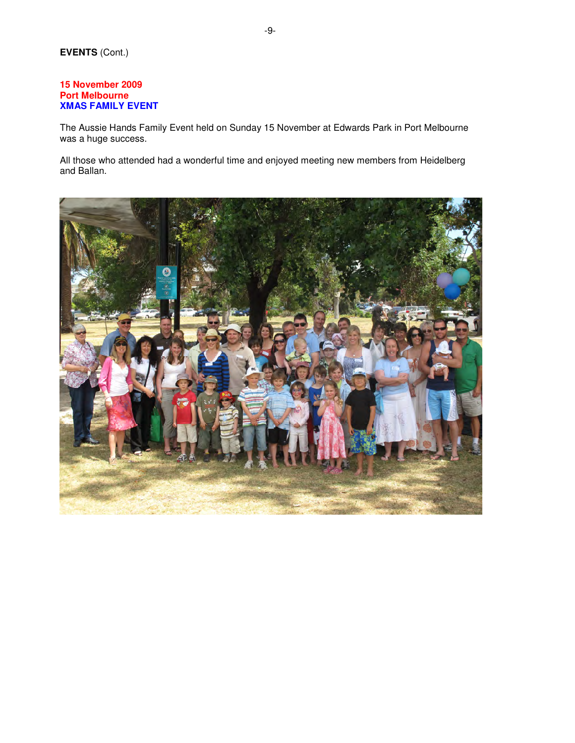**EVENTS** (Cont.)

**15 November 2009**
**Port Melbourne**
**XMAS FAMILY EVENT**

The Aussie Hands Family Event held on Sunday 15 November at Edwards Park in Port Melbourne was a huge success.

All those who attended had a wonderful time and enjoyed meeting new members from Heidelberg and Ballan.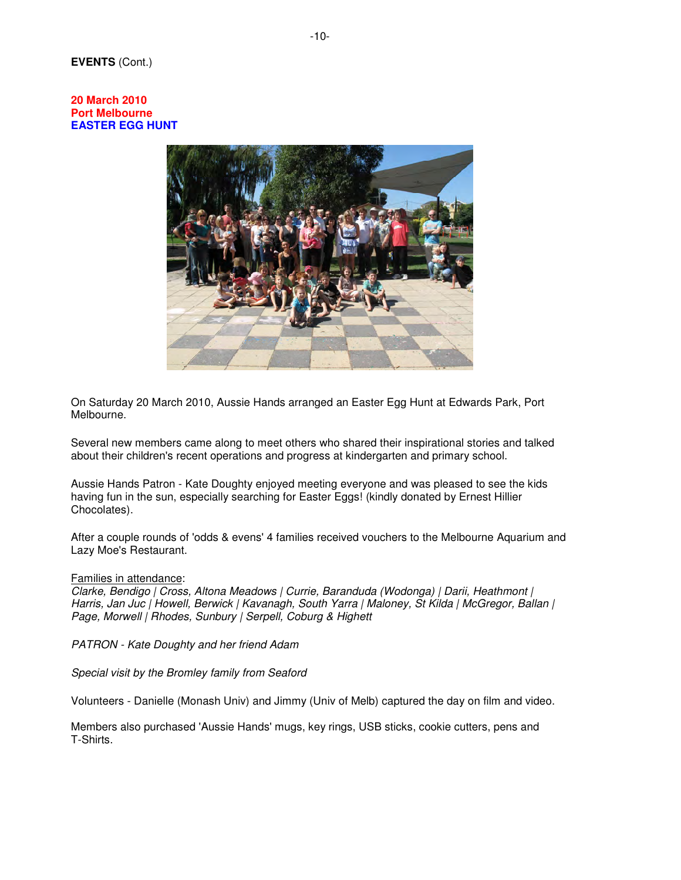**EVENTS** (Cont.)

**20 March 2010**
**Port Melbourne**
**EASTER EGG HUNT**

On Saturday 20 March 2010, Aussie Hands arranged an Easter Egg Hunt at Edwards Park, Port Melbourne.

Several new members came along to meet others who shared their inspirational stories and talked about their children's recent operations and progress at kindergarten and primary school.

Aussie Hands Patron - Kate Doughty enjoyed meeting everyone and was pleased to see the kids having fun in the sun, especially searching for Easter Eggs! (kindly donated by Ernest Hillier Chocolates).

After a couple rounds of 'odds & evens' 4 families received vouchers to the Melbourne Aquarium and Lazy Moe's Restaurant.

Families in attendance:
*Clarke, Bendigo | Cross, Altona Meadows | Currie, Baranduda (Wodonga) | Darii, Heathmont | Harris, Jan Juc | Howell, Berwick | Kavanagh, South Yarra | Maloney, St Kilda | McGregor, Ballan | Page, Morwell | Rhodes, Sunbury | Serpell, Coburg & Highett*

*PATRON - Kate Doughty and her friend Adam*

*Special visit by the Bromley family from Seaford*

Volunteers - Danielle (Monash Univ) and Jimmy (Univ of Melb) captured the day on film and video.

Members also purchased 'Aussie Hands' mugs, key rings, USB sticks, cookie cutters, pens and T-Shirts.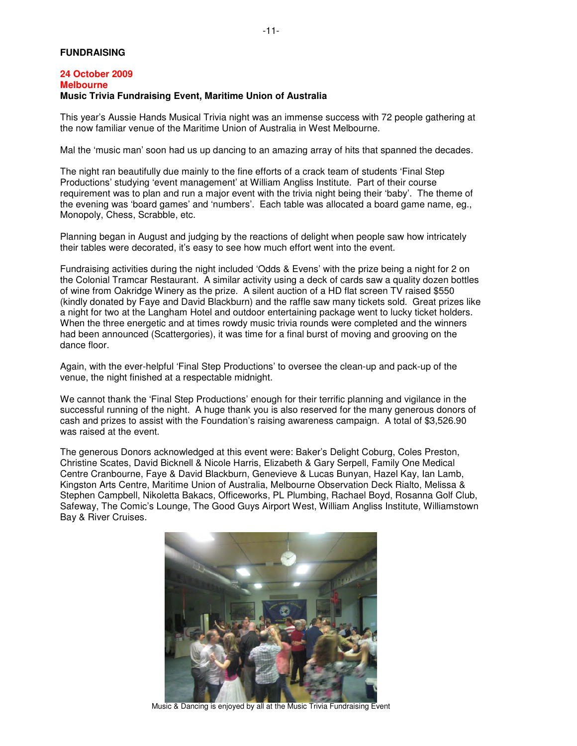**FUNDRAISING**

**24 October 2009**
**Melbourne**
**Music Trivia Fundraising Event, Maritime Union of Australia**

This year's Aussie Hands Musical Trivia night was an immense success with 72 people gathering at the now familiar venue of the Maritime Union of Australia in West Melbourne.

Mal the 'music man' soon had us up dancing to an amazing array of hits that spanned the decades.

The night ran beautifully due mainly to the fine efforts of a crack team of students 'Final Step Productions' studying 'event management' at William Angliss Institute. Part of their course requirement was to plan and run a major event with the trivia night being their 'baby'. The theme of the evening was 'board games' and 'numbers'. Each table was allocated a board game name, eg., Monopoly, Chess, Scrabble, etc.

Planning began in August and judging by the reactions of delight when people saw how intricately their tables were decorated, it's easy to see how much effort went into the event.

Fundraising activities during the night included 'Odds & Evens' with the prize being a night for 2 on the Colonial Tramcar Restaurant. A similar activity using a deck of cards saw a quality dozen bottles of wine from Oakridge Winery as the prize. A silent auction of a HD flat screen TV raised $550 (kindly donated by Faye and David Blackburn) and the raffle saw many tickets sold. Great prizes like a night for two at the Langham Hotel and outdoor entertaining package went to lucky ticket holders. When the three energetic and at times rowdy music trivia rounds were completed and the winners had been announced (Scattergories), it was time for a final burst of moving and grooving on the dance floor.

Again, with the ever-helpful 'Final Step Productions' to oversee the clean-up and pack-up of the venue, the night finished at a respectable midnight.

We cannot thank the 'Final Step Productions' enough for their terrific planning and vigilance in the successful running of the night. A huge thank you is also reserved for the many generous donors of cash and prizes to assist with the Foundation's raising awareness campaign. A total of $3,526.90 was raised at the event.

The generous Donors acknowledged at this event were: Baker's Delight Coburg, Coles Preston, Christine Scates, David Bicknell & Nicole Harris, Elizabeth & Gary Serpell, Family One Medical Centre Cranbourne, Faye & David Blackburn, Genevieve & Lucas Bunyan, Hazel Kay, Ian Lamb, Kingston Arts Centre, Maritime Union of Australia, Melbourne Observation Deck Rialto, Melissa & Stephen Campbell, Nikoletta Bakacs, Officeworks, PL Plumbing, Rachael Boyd, Rosanna Golf Club, Safeway, The Comic's Lounge, The Good Guys Airport West, William Angliss Institute, Williamstown Bay & River Cruises.

Music & Dancing is enjoyed by all at the Music Trivia Fundraising Event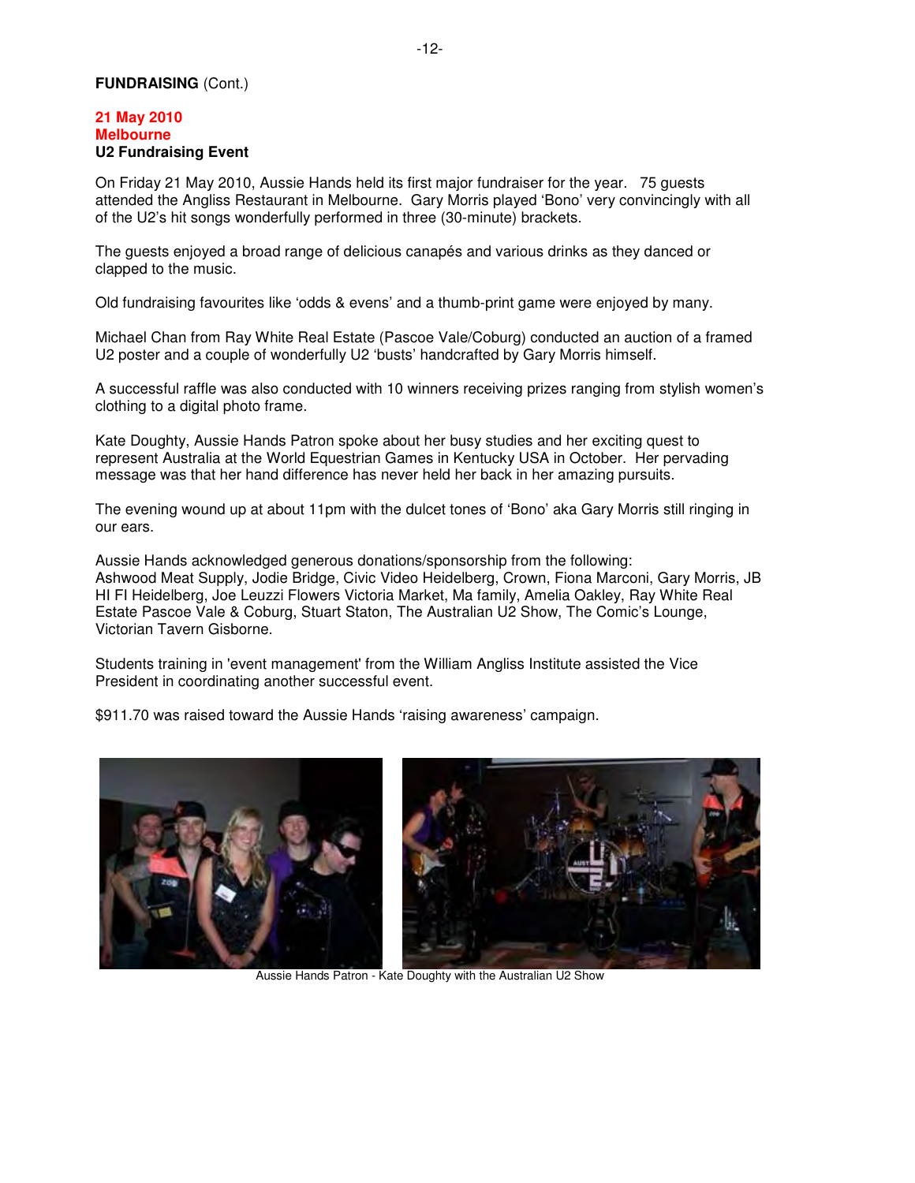**FUNDRAISING** (Cont.)

**21 May 2010**
**Melbourne**
**U2 Fundraising Event**

On Friday 21 May 2010, Aussie Hands held its first major fundraiser for the year. 75 guests attended the Angliss Restaurant in Melbourne. Gary Morris played 'Bono' very convincingly with all of the U2's hit songs wonderfully performed in three (30-minute) brackets.

The guests enjoyed a broad range of delicious canapés and various drinks as they danced or clapped to the music.

Old fundraising favourites like 'odds & evens' and a thumb-print game were enjoyed by many.

Michael Chan from Ray White Real Estate (Pascoe Vale/Coburg) conducted an auction of a framed U2 poster and a couple of wonderfully U2 'busts' handcrafted by Gary Morris himself.

A successful raffle was also conducted with 10 winners receiving prizes ranging from stylish women's clothing to a digital photo frame.

Kate Doughty, Aussie Hands Patron spoke about her busy studies and her exciting quest to represent Australia at the World Equestrian Games in Kentucky USA in October. Her pervading message was that her hand difference has never held her back in her amazing pursuits.

The evening wound up at about 11pm with the dulcet tones of 'Bono' aka Gary Morris still ringing in our ears.

Aussie Hands acknowledged generous donations/sponsorship from the following:
Ashwood Meat Supply, Jodie Bridge, Civic Video Heidelberg, Crown, Fiona Marconi, Gary Morris, JB HI FI Heidelberg, Joe Leuzzi Flowers Victoria Market, Ma family, Amelia Oakley, Ray White Real Estate Pascoe Vale & Coburg, Stuart Staton, The Australian U2 Show, The Comic's Lounge, Victorian Tavern Gisborne.

Students training in 'event management' from the William Angliss Institute assisted the Vice President in coordinating another successful event.

$911.70 was raised toward the Aussie Hands 'raising awareness' campaign.

Aussie Hands Patron - Kate Doughty with the Australian U2 Show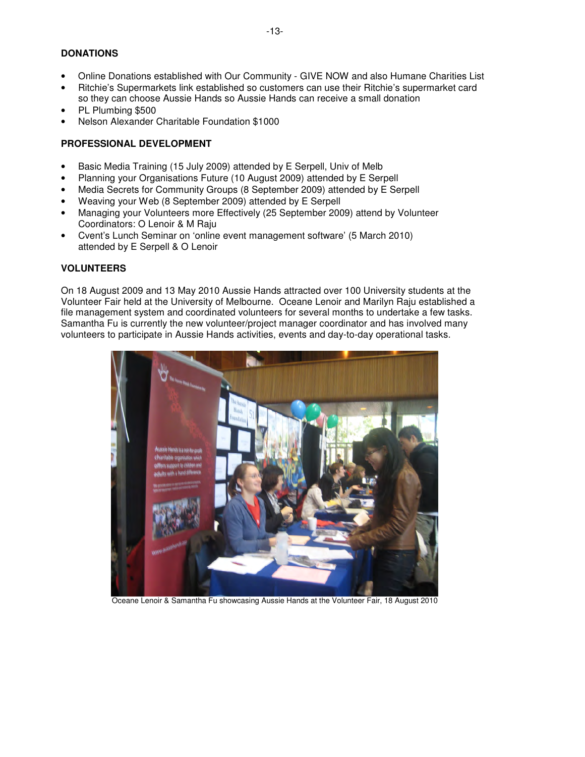## DONATIONS

- Online Donations established with Our Community - GIVE NOW and also Humane Charities List
- Ritchie's Supermarkets link established so customers can use their Ritchie's supermarket card so they can choose Aussie Hands so Aussie Hands can receive a small donation
- PL Plumbing $500
- Nelson Alexander Charitable Foundation $1000

## PROFESSIONAL DEVELOPMENT

- Basic Media Training (15 July 2009) attended by E Serpell, Univ of Melb
- Planning your Organisations Future (10 August 2009) attended by E Serpell
- Media Secrets for Community Groups (8 September 2009) attended by E Serpell
- Weaving your Web (8 September 2009) attended by E Serpell
- Managing your Volunteers more Effectively (25 September 2009) attend by Volunteer Coordinators: O Lenoir & M Raju
- Cvent's Lunch Seminar on 'online event management software' (5 March 2010) attended by E Serpell & O Lenoir

## VOLUNTEERS

On 18 August 2009 and 13 May 2010 Aussie Hands attracted over 100 University students at the Volunteer Fair held at the University of Melbourne. Oceane Lenoir and Marilyn Raju established a file management system and coordinated volunteers for several months to undertake a few tasks. Samantha Fu is currently the new volunteer/project manager coordinator and has involved many volunteers to participate in Aussie Hands activities, events and day-to-day operational tasks.

Oceane Lenoir & Samantha Fu showcasing Aussie Hands at the Volunteer Fair, 18 August 2010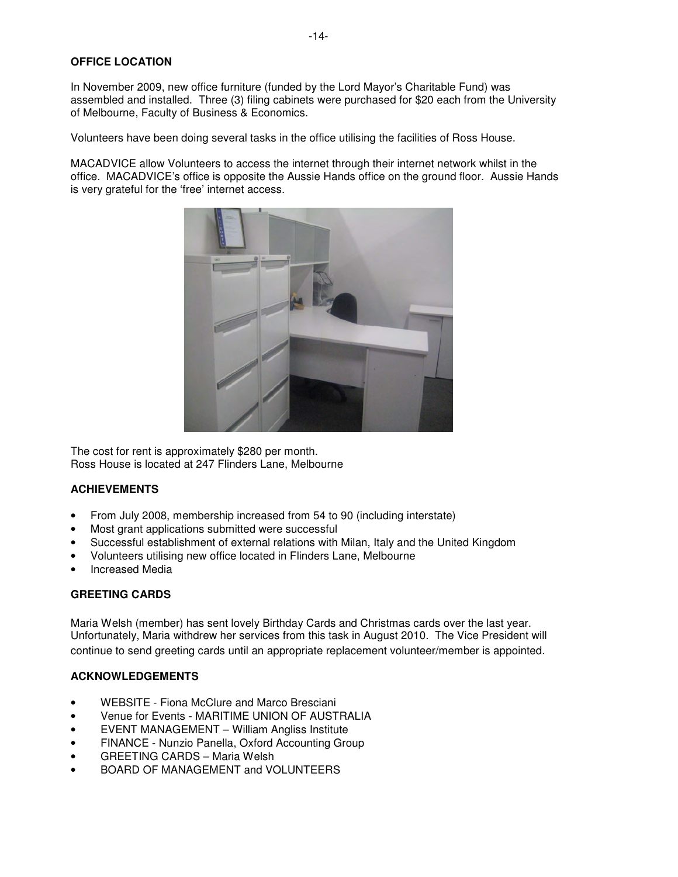## OFFICE LOCATION

In November 2009, new office furniture (funded by the Lord Mayor's Charitable Fund) was assembled and installed. Three (3) filing cabinets were purchased for $20 each from the University of Melbourne, Faculty of Business & Economics.

Volunteers have been doing several tasks in the office utilising the facilities of Ross House.

MACADVICE allow Volunteers to access the internet through their internet network whilst in the office. MACADVICE's office is opposite the Aussie Hands office on the ground floor. Aussie Hands is very grateful for the 'free' internet access.

The cost for rent is approximately $280 per month.
Ross House is located at 247 Flinders Lane, Melbourne

## ACHIEVEMENTS

- From July 2008, membership increased from 54 to 90 (including interstate)
- Most grant applications submitted were successful
- Successful establishment of external relations with Milan, Italy and the United Kingdom
- Volunteers utilising new office located in Flinders Lane, Melbourne
- Increased Media

## GREETING CARDS

Maria Welsh (member) has sent lovely Birthday Cards and Christmas cards over the last year. Unfortunately, Maria withdrew her services from this task in August 2010. The Vice President will continue to send greeting cards until an appropriate replacement volunteer/member is appointed.

## ACKNOWLEDGEMENTS

- WEBSITE - Fiona McClure and Marco Bresciani
- Venue for Events - MARITIME UNION OF AUSTRALIA
- EVENT MANAGEMENT – William Angliss Institute
- FINANCE - Nunzio Panella, Oxford Accounting Group
- GREETING CARDS – Maria Welsh
- BOARD OF MANAGEMENT and VOLUNTEERS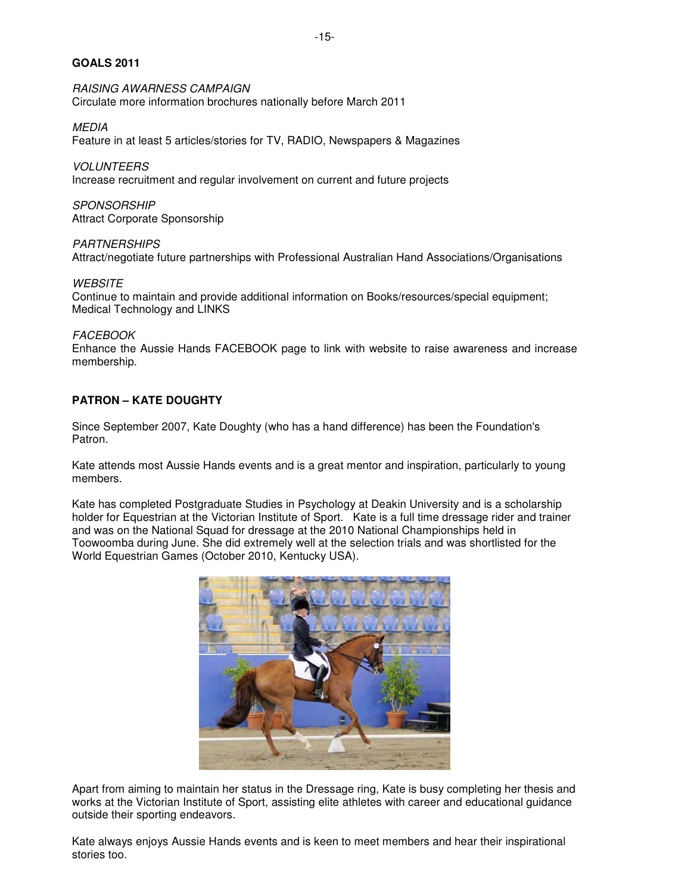## GOALS 2011

*RAISING AWARNESS CAMPAIGN*
Circulate more information brochures nationally before March 2011

*MEDIA*
Feature in at least 5 articles/stories for TV, RADIO, Newspapers & Magazines

*VOLUNTEERS*
Increase recruitment and regular involvement on current and future projects

*SPONSORSHIP*
Attract Corporate Sponsorship

*PARTNERSHIPS*
Attract/negotiate future partnerships with Professional Australian Hand Associations/Organisations

*WEBSITE*
Continue to maintain and provide additional information on Books/resources/special equipment; Medical Technology and LINKS

*FACEBOOK*
Enhance the Aussie Hands FACEBOOK page to link with website to raise awareness and increase membership.

## PATRON – KATE DOUGHTY

Since September 2007, Kate Doughty (who has a hand difference) has been the Foundation's Patron.

Kate attends most Aussie Hands events and is a great mentor and inspiration, particularly to young members.

Kate has completed Postgraduate Studies in Psychology at Deakin University and is a scholarship holder for Equestrian at the Victorian Institute of Sport. Kate is a full time dressage rider and trainer and was on the National Squad for dressage at the 2010 National Championships held in Toowoomba during June. She did extremely well at the selection trials and was shortlisted for the World Equestrian Games (October 2010, Kentucky USA).

Apart from aiming to maintain her status in the Dressage ring, Kate is busy completing her thesis and works at the Victorian Institute of Sport, assisting elite athletes with career and educational guidance outside their sporting endeavors.

Kate always enjoys Aussie Hands events and is keen to meet members and hear their inspirational stories too.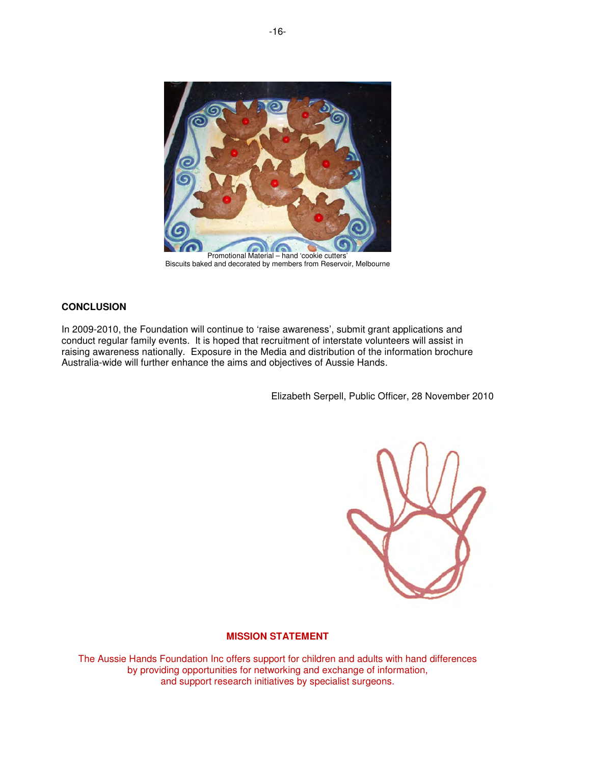Promotional Material – hand 'cookie cutters'
Biscuits baked and decorated by members from Reservoir, Melbourne

**CONCLUSION**

In 2009-2010, the Foundation will continue to 'raise awareness', submit grant applications and conduct regular family events. It is hoped that recruitment of interstate volunteers will assist in raising awareness nationally. Exposure in the Media and distribution of the information brochure Australia-wide will further enhance the aims and objectives of Aussie Hands.

Elizabeth Serpell, Public Officer, 28 November 2010

**MISSION STATEMENT**

The Aussie Hands Foundation Inc offers support for children and adults with hand differences by providing opportunities for networking and exchange of information, and support research initiatives by specialist surgeons.